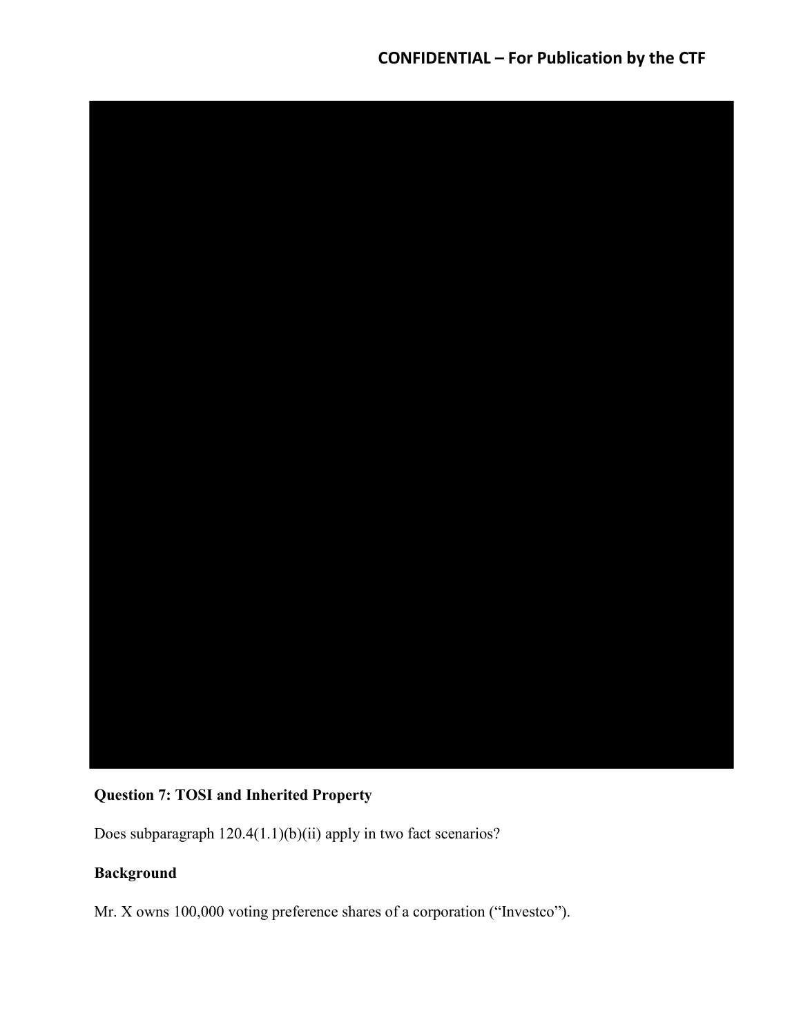## CONFIDENTIAL – For Publication by the CTF

### Question 7: TOSI and Inherited Property

Does subparagraph 120.4(1.1)(b)(ii) apply in two fact scenarios?

### Background

Mr. X owns 100,000 voting preference shares of a corporation ("Investco").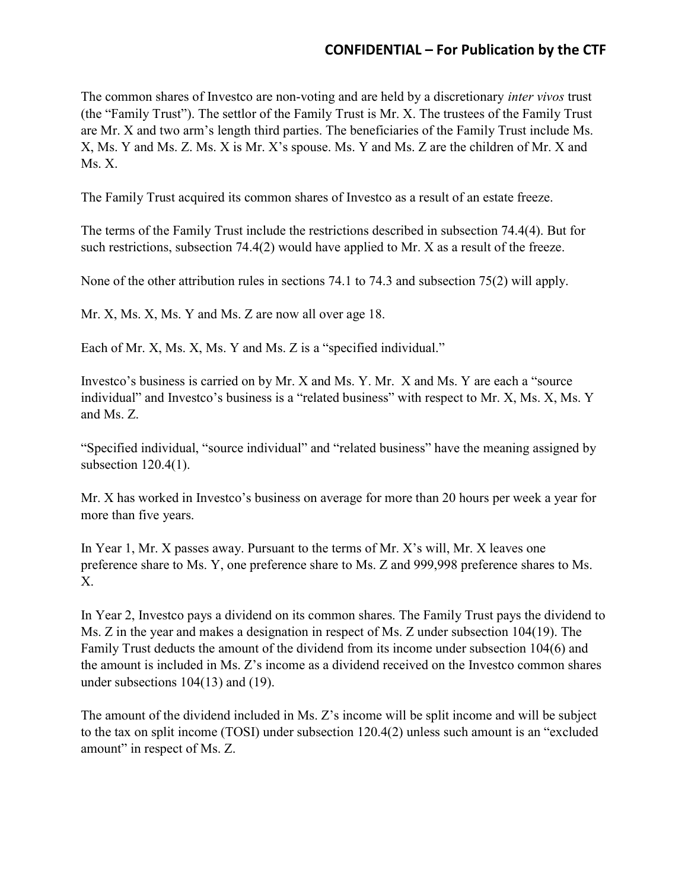The common shares of Investco are non-voting and are held by a discretionary *inter vivos* trust (the "Family Trust"). The settlor of the Family Trust is Mr. X. The trustees of the Family Trust are Mr. X and two arm's length third parties. The beneficiaries of the Family Trust include Ms. X, Ms. Y and Ms. Z. Ms. X is Mr. X's spouse. Ms. Y and Ms. Z are the children of Mr. X and Ms. X.

The Family Trust acquired its common shares of Investco as a result of an estate freeze.

The terms of the Family Trust include the restrictions described in subsection 74.4(4). But for such restrictions, subsection 74.4(2) would have applied to Mr. X as a result of the freeze.

None of the other attribution rules in sections 74.1 to 74.3 and subsection 75(2) will apply.

Mr. X, Ms. X, Ms. Y and Ms. Z are now all over age 18.

Each of Mr. X, Ms. X, Ms. Y and Ms. Z is a "specified individual."

Investco's business is carried on by Mr. X and Ms. Y. Mr. X and Ms. Y are each a "source individual" and Investco's business is a "related business" with respect to Mr. X, Ms. X, Ms. Y and Ms. Z.

"Specified individual, "source individual" and "related business" have the meaning assigned by subsection 120.4(1).

Mr. X has worked in Investco's business on average for more than 20 hours per week a year for more than five years.

In Year 1, Mr. X passes away. Pursuant to the terms of Mr. X's will, Mr. X leaves one preference share to Ms. Y, one preference share to Ms. Z and 999,998 preference shares to Ms. X.

In Year 2, Investco pays a dividend on its common shares. The Family Trust pays the dividend to Ms. Z in the year and makes a designation in respect of Ms. Z under subsection 104(19). The Family Trust deducts the amount of the dividend from its income under subsection 104(6) and the amount is included in Ms. Z's income as a dividend received on the Investco common shares under subsections 104(13) and (19).

The amount of the dividend included in Ms. Z's income will be split income and will be subject to the tax on split income (TOSI) under subsection 120.4(2) unless such amount is an "excluded amount" in respect of Ms. Z.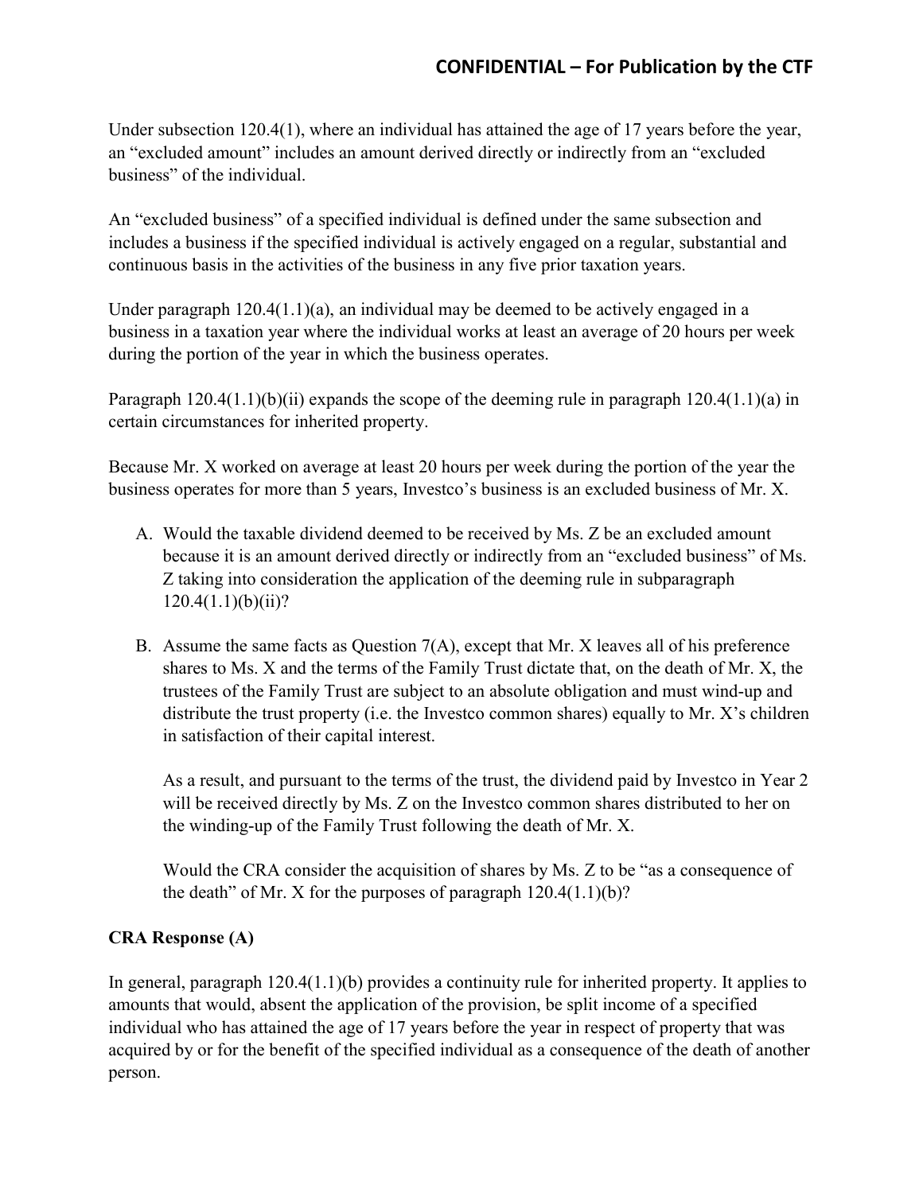Under subsection 120.4(1), where an individual has attained the age of 17 years before the year, an "excluded amount" includes an amount derived directly or indirectly from an "excluded business" of the individual.

An "excluded business" of a specified individual is defined under the same subsection and includes a business if the specified individual is actively engaged on a regular, substantial and continuous basis in the activities of the business in any five prior taxation years.

Under paragraph 120.4(1.1)(a), an individual may be deemed to be actively engaged in a business in a taxation year where the individual works at least an average of 20 hours per week during the portion of the year in which the business operates.

Paragraph 120.4(1.1)(b)(ii) expands the scope of the deeming rule in paragraph 120.4(1.1)(a) in certain circumstances for inherited property.

Because Mr. X worked on average at least 20 hours per week during the portion of the year the business operates for more than 5 years, Investco's business is an excluded business of Mr. X.

A. Would the taxable dividend deemed to be received by Ms. Z be an excluded amount because it is an amount derived directly or indirectly from an "excluded business" of Ms. Z taking into consideration the application of the deeming rule in subparagraph 120.4(1.1)(b)(ii)?

B. Assume the same facts as Question 7(A), except that Mr. X leaves all of his preference shares to Ms. X and the terms of the Family Trust dictate that, on the death of Mr. X, the trustees of the Family Trust are subject to an absolute obligation and must wind-up and distribute the trust property (i.e. the Investco common shares) equally to Mr. X's children in satisfaction of their capital interest.

   As a result, and pursuant to the terms of the trust, the dividend paid by Investco in Year 2 will be received directly by Ms. Z on the Investco common shares distributed to her on the winding-up of the Family Trust following the death of Mr. X.

   Would the CRA consider the acquisition of shares by Ms. Z to be "as a consequence of the death" of Mr. X for the purposes of paragraph 120.4(1.1)(b)?

**CRA Response (A)**

In general, paragraph 120.4(1.1)(b) provides a continuity rule for inherited property. It applies to amounts that would, absent the application of the provision, be split income of a specified individual who has attained the age of 17 years before the year in respect of property that was acquired by or for the benefit of the specified individual as a consequence of the death of another person.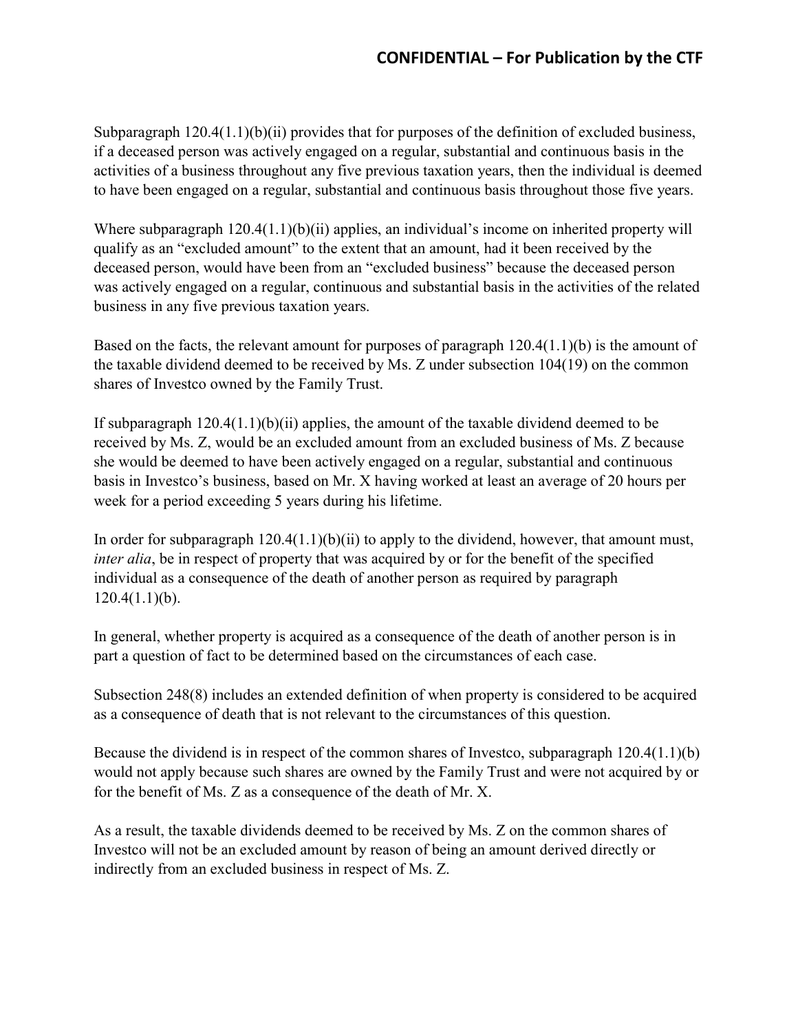Subparagraph 120.4(1.1)(b)(ii) provides that for purposes of the definition of excluded business, if a deceased person was actively engaged on a regular, substantial and continuous basis in the activities of a business throughout any five previous taxation years, then the individual is deemed to have been engaged on a regular, substantial and continuous basis throughout those five years.

Where subparagraph 120.4(1.1)(b)(ii) applies, an individual's income on inherited property will qualify as an "excluded amount" to the extent that an amount, had it been received by the deceased person, would have been from an "excluded business" because the deceased person was actively engaged on a regular, continuous and substantial basis in the activities of the related business in any five previous taxation years.

Based on the facts, the relevant amount for purposes of paragraph 120.4(1.1)(b) is the amount of the taxable dividend deemed to be received by Ms. Z under subsection 104(19) on the common shares of Investco owned by the Family Trust.

If subparagraph 120.4(1.1)(b)(ii) applies, the amount of the taxable dividend deemed to be received by Ms. Z, would be an excluded amount from an excluded business of Ms. Z because she would be deemed to have been actively engaged on a regular, substantial and continuous basis in Investco's business, based on Mr. X having worked at least an average of 20 hours per week for a period exceeding 5 years during his lifetime.

In order for subparagraph 120.4(1.1)(b)(ii) to apply to the dividend, however, that amount must, *inter alia*, be in respect of property that was acquired by or for the benefit of the specified individual as a consequence of the death of another person as required by paragraph 120.4(1.1)(b).

In general, whether property is acquired as a consequence of the death of another person is in part a question of fact to be determined based on the circumstances of each case.

Subsection 248(8) includes an extended definition of when property is considered to be acquired as a consequence of death that is not relevant to the circumstances of this question.

Because the dividend is in respect of the common shares of Investco, subparagraph 120.4(1.1)(b) would not apply because such shares are owned by the Family Trust and were not acquired by or for the benefit of Ms. Z as a consequence of the death of Mr. X.

As a result, the taxable dividends deemed to be received by Ms. Z on the common shares of Investco will not be an excluded amount by reason of being an amount derived directly or indirectly from an excluded business in respect of Ms. Z.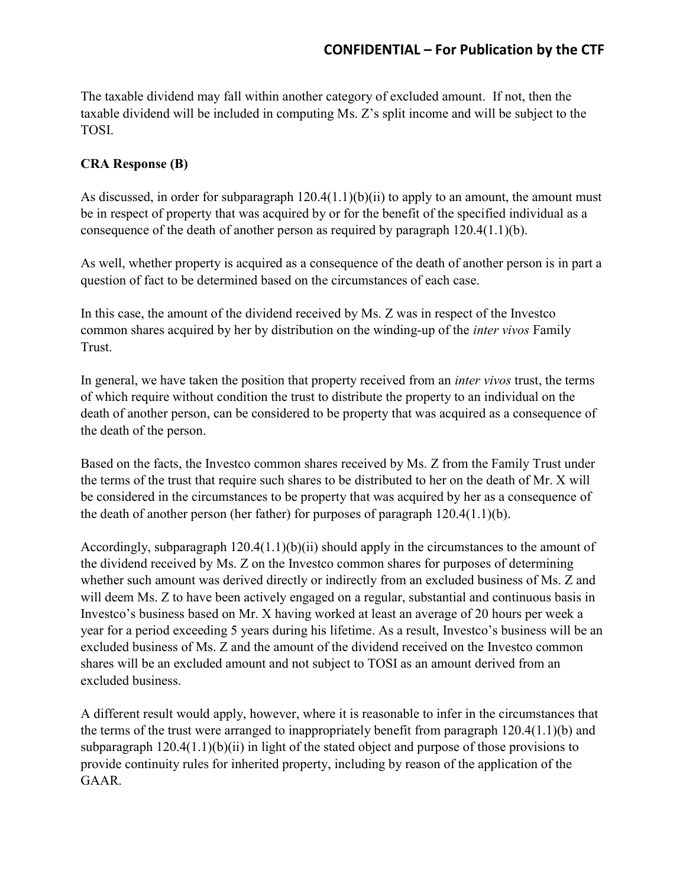The taxable dividend may fall within another category of excluded amount. If not, then the taxable dividend will be included in computing Ms. Z's split income and will be subject to the TOSI.

**CRA Response (B)**

As discussed, in order for subparagraph 120.4(1.1)(b)(ii) to apply to an amount, the amount must be in respect of property that was acquired by or for the benefit of the specified individual as a consequence of the death of another person as required by paragraph 120.4(1.1)(b).

As well, whether property is acquired as a consequence of the death of another person is in part a question of fact to be determined based on the circumstances of each case.

In this case, the amount of the dividend received by Ms. Z was in respect of the Investco common shares acquired by her by distribution on the winding-up of the *inter vivos* Family Trust.

In general, we have taken the position that property received from an *inter vivos* trust, the terms of which require without condition the trust to distribute the property to an individual on the death of another person, can be considered to be property that was acquired as a consequence of the death of the person.

Based on the facts, the Investco common shares received by Ms. Z from the Family Trust under the terms of the trust that require such shares to be distributed to her on the death of Mr. X will be considered in the circumstances to be property that was acquired by her as a consequence of the death of another person (her father) for purposes of paragraph 120.4(1.1)(b).

Accordingly, subparagraph 120.4(1.1)(b)(ii) should apply in the circumstances to the amount of the dividend received by Ms. Z on the Investco common shares for purposes of determining whether such amount was derived directly or indirectly from an excluded business of Ms. Z and will deem Ms. Z to have been actively engaged on a regular, substantial and continuous basis in Investco's business based on Mr. X having worked at least an average of 20 hours per week a year for a period exceeding 5 years during his lifetime. As a result, Investco's business will be an excluded business of Ms. Z and the amount of the dividend received on the Investco common shares will be an excluded amount and not subject to TOSI as an amount derived from an excluded business.

A different result would apply, however, where it is reasonable to infer in the circumstances that the terms of the trust were arranged to inappropriately benefit from paragraph 120.4(1.1)(b) and subparagraph 120.4(1.1)(b)(ii) in light of the stated object and purpose of those provisions to provide continuity rules for inherited property, including by reason of the application of the GAAR.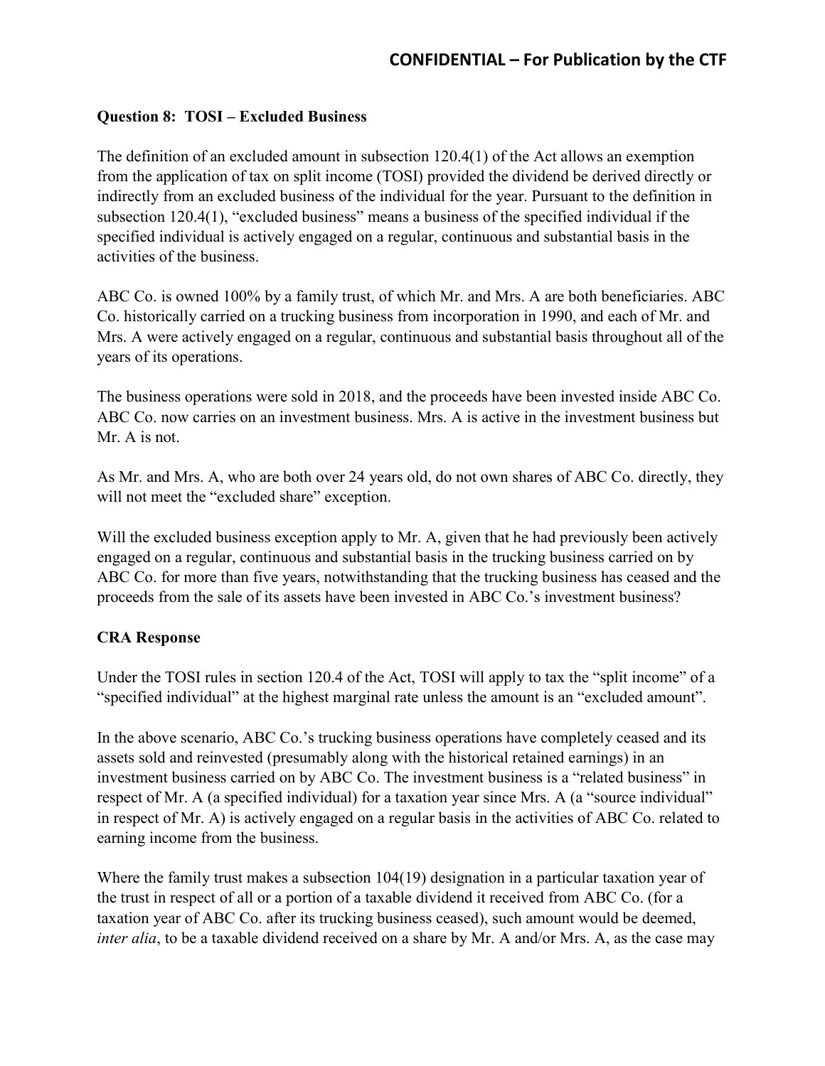**Question 8: TOSI – Excluded Business**

The definition of an excluded amount in subsection 120.4(1) of the Act allows an exemption from the application of tax on split income (TOSI) provided the dividend be derived directly or indirectly from an excluded business of the individual for the year. Pursuant to the definition in subsection 120.4(1), "excluded business" means a business of the specified individual if the specified individual is actively engaged on a regular, continuous and substantial basis in the activities of the business.

ABC Co. is owned 100% by a family trust, of which Mr. and Mrs. A are both beneficiaries. ABC Co. historically carried on a trucking business from incorporation in 1990, and each of Mr. and Mrs. A were actively engaged on a regular, continuous and substantial basis throughout all of the years of its operations.

The business operations were sold in 2018, and the proceeds have been invested inside ABC Co. ABC Co. now carries on an investment business. Mrs. A is active in the investment business but Mr. A is not.

As Mr. and Mrs. A, who are both over 24 years old, do not own shares of ABC Co. directly, they will not meet the "excluded share" exception.

Will the excluded business exception apply to Mr. A, given that he had previously been actively engaged on a regular, continuous and substantial basis in the trucking business carried on by ABC Co. for more than five years, notwithstanding that the trucking business has ceased and the proceeds from the sale of its assets have been invested in ABC Co.'s investment business?

**CRA Response**

Under the TOSI rules in section 120.4 of the Act, TOSI will apply to tax the "split income" of a "specified individual" at the highest marginal rate unless the amount is an "excluded amount".

In the above scenario, ABC Co.'s trucking business operations have completely ceased and its assets sold and reinvested (presumably along with the historical retained earnings) in an investment business carried on by ABC Co. The investment business is a "related business" in respect of Mr. A (a specified individual) for a taxation year since Mrs. A (a "source individual" in respect of Mr. A) is actively engaged on a regular basis in the activities of ABC Co. related to earning income from the business.

Where the family trust makes a subsection 104(19) designation in a particular taxation year of the trust in respect of all or a portion of a taxable dividend it received from ABC Co. (for a taxation year of ABC Co. after its trucking business ceased), such amount would be deemed, *inter alia*, to be a taxable dividend received on a share by Mr. A and/or Mrs. A, as the case may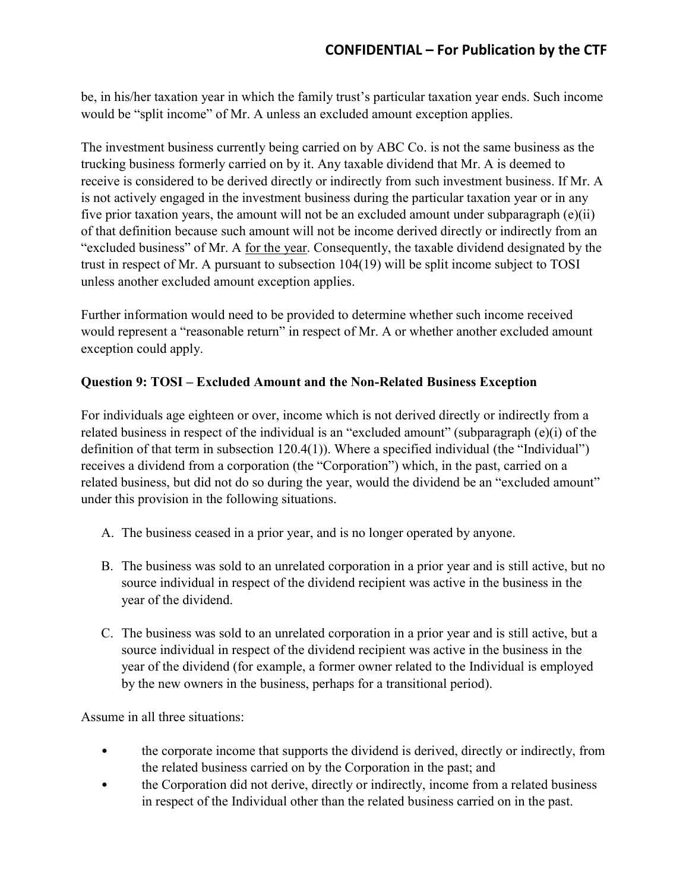be, in his/her taxation year in which the family trust's particular taxation year ends. Such income would be "split income" of Mr. A unless an excluded amount exception applies.

The investment business currently being carried on by ABC Co. is not the same business as the trucking business formerly carried on by it. Any taxable dividend that Mr. A is deemed to receive is considered to be derived directly or indirectly from such investment business. If Mr. A is not actively engaged in the investment business during the particular taxation year or in any five prior taxation years, the amount will not be an excluded amount under subparagraph (e)(ii) of that definition because such amount will not be income derived directly or indirectly from an "excluded business" of Mr. A <u>for the year</u>. Consequently, the taxable dividend designated by the trust in respect of Mr. A pursuant to subsection 104(19) will be split income subject to TOSI unless another excluded amount exception applies.

Further information would need to be provided to determine whether such income received would represent a "reasonable return" in respect of Mr. A or whether another excluded amount exception could apply.

**Question 9: TOSI – Excluded Amount and the Non-Related Business Exception**

For individuals age eighteen or over, income which is not derived directly or indirectly from a related business in respect of the individual is an "excluded amount" (subparagraph (e)(i) of the definition of that term in subsection 120.4(1)). Where a specified individual (the "Individual") receives a dividend from a corporation (the "Corporation") which, in the past, carried on a related business, but did not do so during the year, would the dividend be an "excluded amount" under this provision in the following situations.

A. The business ceased in a prior year, and is no longer operated by anyone.

B. The business was sold to an unrelated corporation in a prior year and is still active, but no source individual in respect of the dividend recipient was active in the business in the year of the dividend.

C. The business was sold to an unrelated corporation in a prior year and is still active, but a source individual in respect of the dividend recipient was active in the business in the year of the dividend (for example, a former owner related to the Individual is employed by the new owners in the business, perhaps for a transitional period).

Assume in all three situations:

- the corporate income that supports the dividend is derived, directly or indirectly, from the related business carried on by the Corporation in the past; and
- the Corporation did not derive, directly or indirectly, income from a related business in respect of the Individual other than the related business carried on in the past.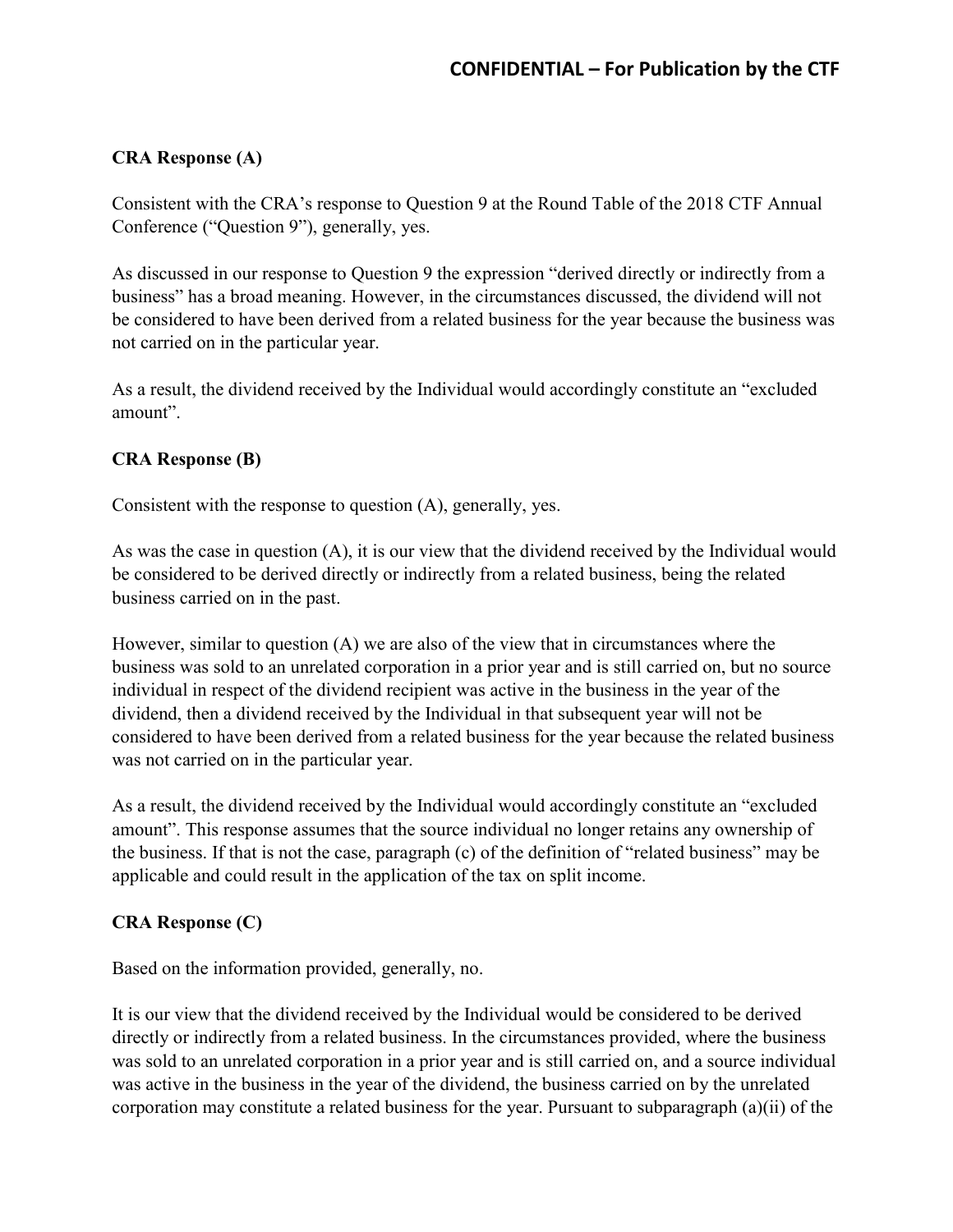**CRA Response (A)**

Consistent with the CRA's response to Question 9 at the Round Table of the 2018 CTF Annual Conference ("Question 9"), generally, yes.

As discussed in our response to Question 9 the expression "derived directly or indirectly from a business" has a broad meaning. However, in the circumstances discussed, the dividend will not be considered to have been derived from a related business for the year because the business was not carried on in the particular year.

As a result, the dividend received by the Individual would accordingly constitute an "excluded amount".

**CRA Response (B)**

Consistent with the response to question (A), generally, yes.

As was the case in question (A), it is our view that the dividend received by the Individual would be considered to be derived directly or indirectly from a related business, being the related business carried on in the past.

However, similar to question (A) we are also of the view that in circumstances where the business was sold to an unrelated corporation in a prior year and is still carried on, but no source individual in respect of the dividend recipient was active in the business in the year of the dividend, then a dividend received by the Individual in that subsequent year will not be considered to have been derived from a related business for the year because the related business was not carried on in the particular year.

As a result, the dividend received by the Individual would accordingly constitute an "excluded amount". This response assumes that the source individual no longer retains any ownership of the business. If that is not the case, paragraph (c) of the definition of "related business" may be applicable and could result in the application of the tax on split income.

**CRA Response (C)**

Based on the information provided, generally, no.

It is our view that the dividend received by the Individual would be considered to be derived directly or indirectly from a related business. In the circumstances provided, where the business was sold to an unrelated corporation in a prior year and is still carried on, and a source individual was active in the business in the year of the dividend, the business carried on by the unrelated corporation may constitute a related business for the year. Pursuant to subparagraph (a)(ii) of the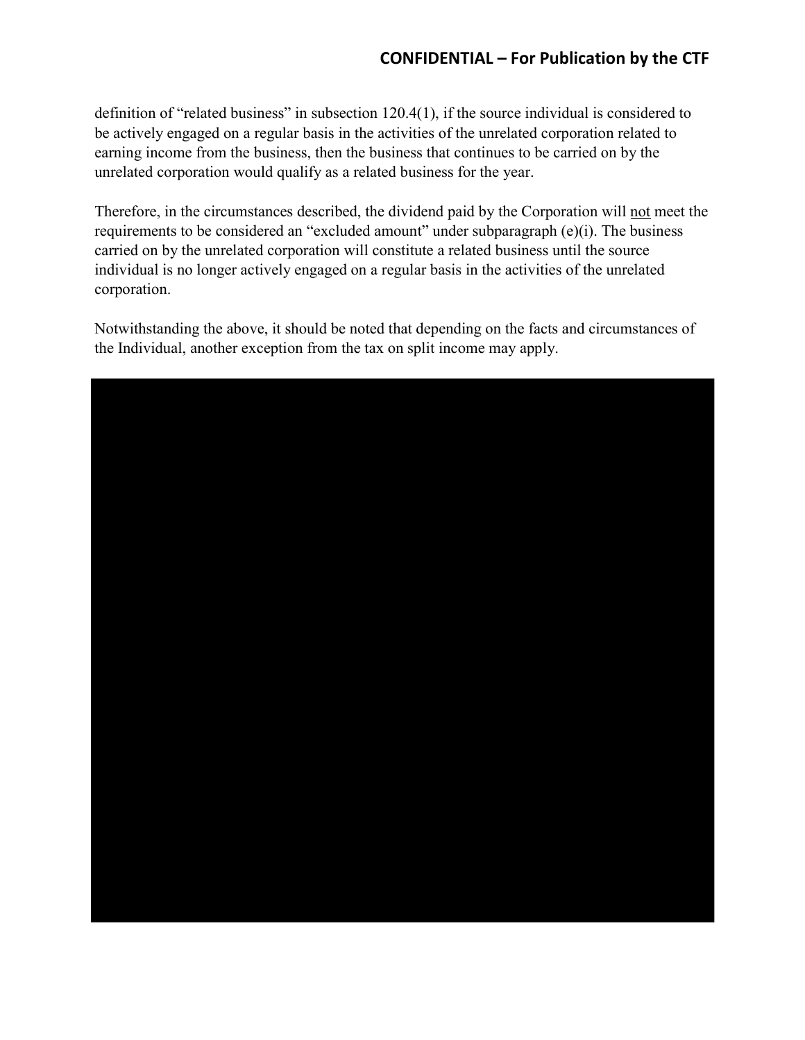definition of "related business" in subsection 120.4(1), if the source individual is considered to be actively engaged on a regular basis in the activities of the unrelated corporation related to earning income from the business, then the business that continues to be carried on by the unrelated corporation would qualify as a related business for the year.

Therefore, in the circumstances described, the dividend paid by the Corporation will not meet the requirements to be considered an "excluded amount" under subparagraph (e)(i). The business carried on by the unrelated corporation will constitute a related business until the source individual is no longer actively engaged on a regular basis in the activities of the unrelated corporation.

Notwithstanding the above, it should be noted that depending on the facts and circumstances of the Individual, another exception from the tax on split income may apply.